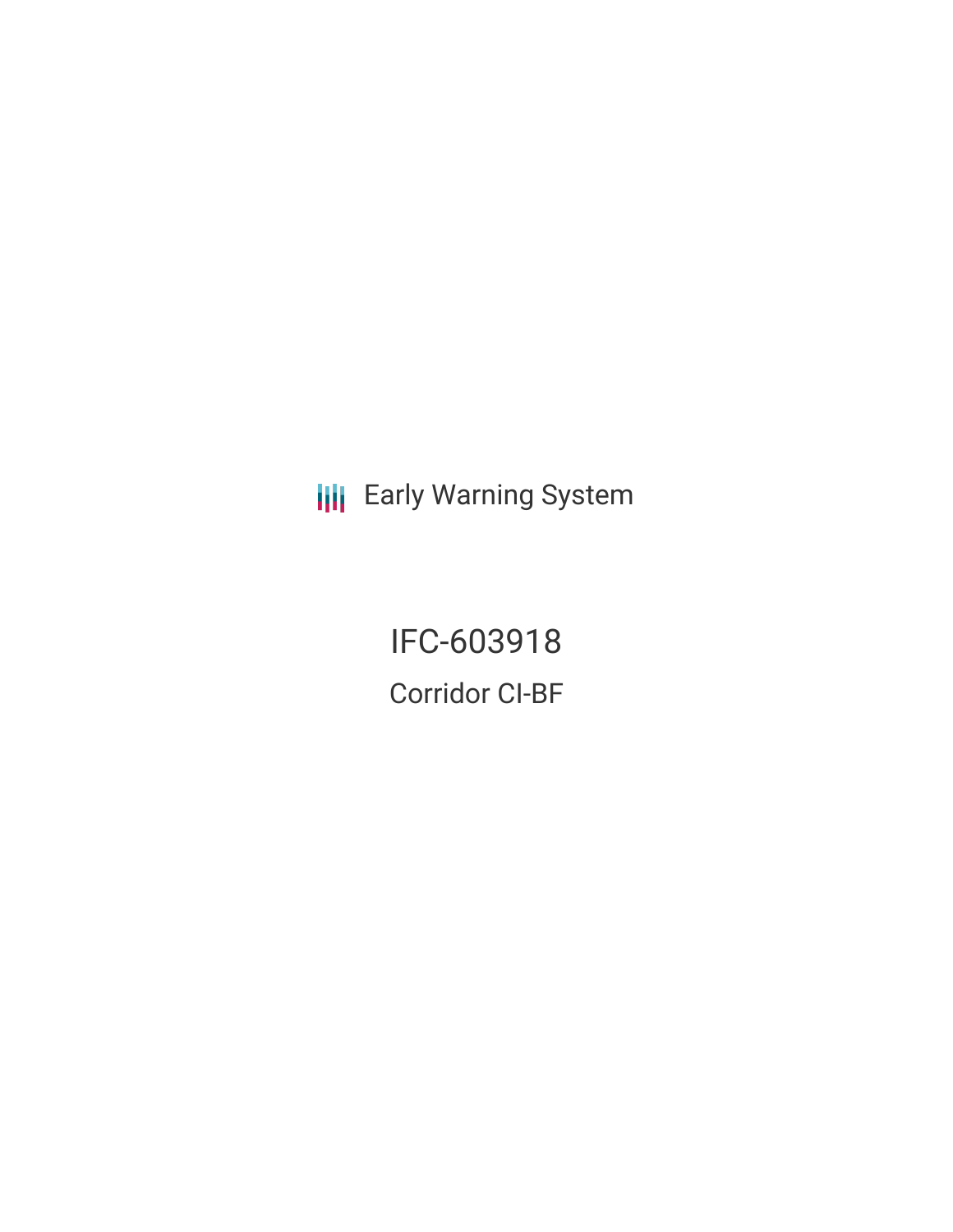Early Warning System

# IFC-603918

## Corridor CI-BF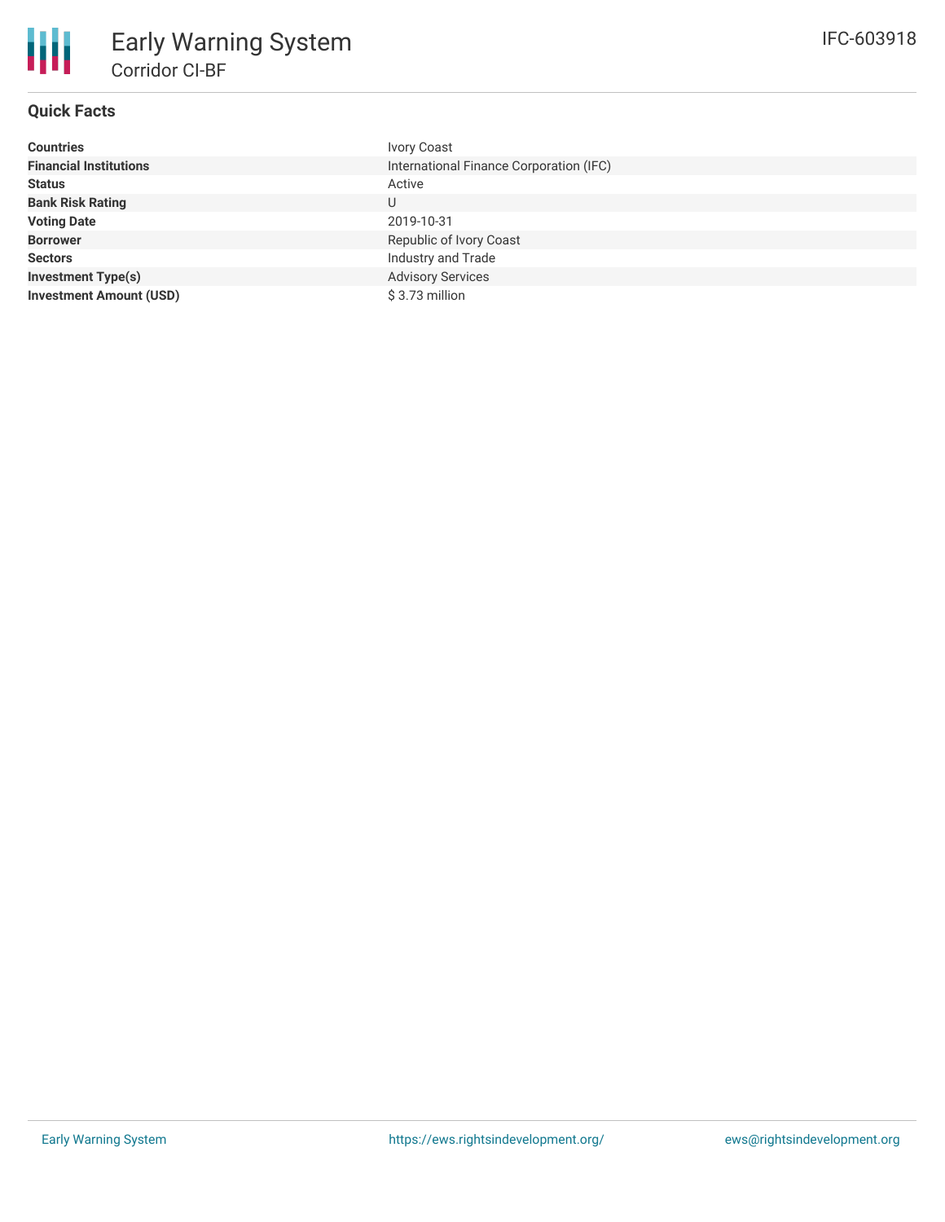# Early Warning System

## Corridor CI-BF

IFC-603918

### Quick Facts

| | |
|---|---|
| **Countries** | Ivory Coast |
| **Financial Institutions** | International Finance Corporation (IFC) |
| **Status** | Active |
| **Bank Risk Rating** | U |
| **Voting Date** | 2019-10-31 |
| **Borrower** | Republic of Ivory Coast |
| **Sectors** | Industry and Trade |
| **Investment Type(s)** | Advisory Services |
| **Investment Amount (USD)** | $ 3.73 million |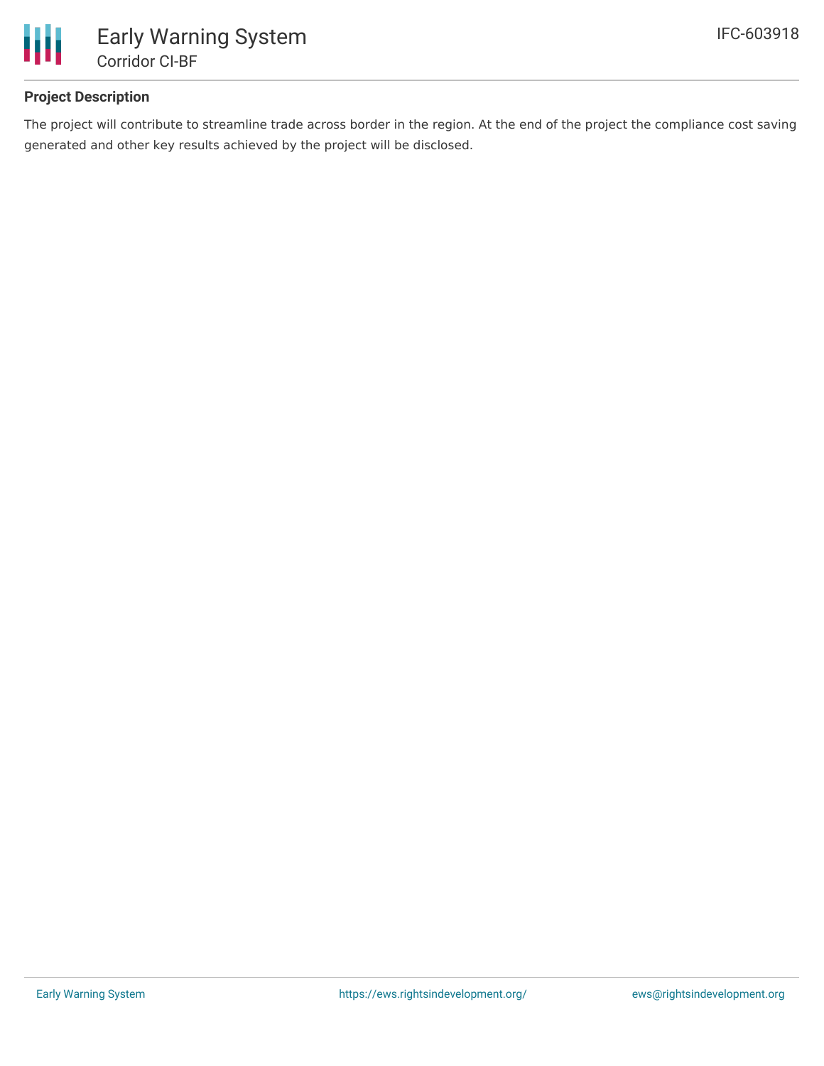## Project Description

The project will contribute to streamline trade across border in the region. At the end of the project the compliance cost saving generated and other key results achieved by the project will be disclosed.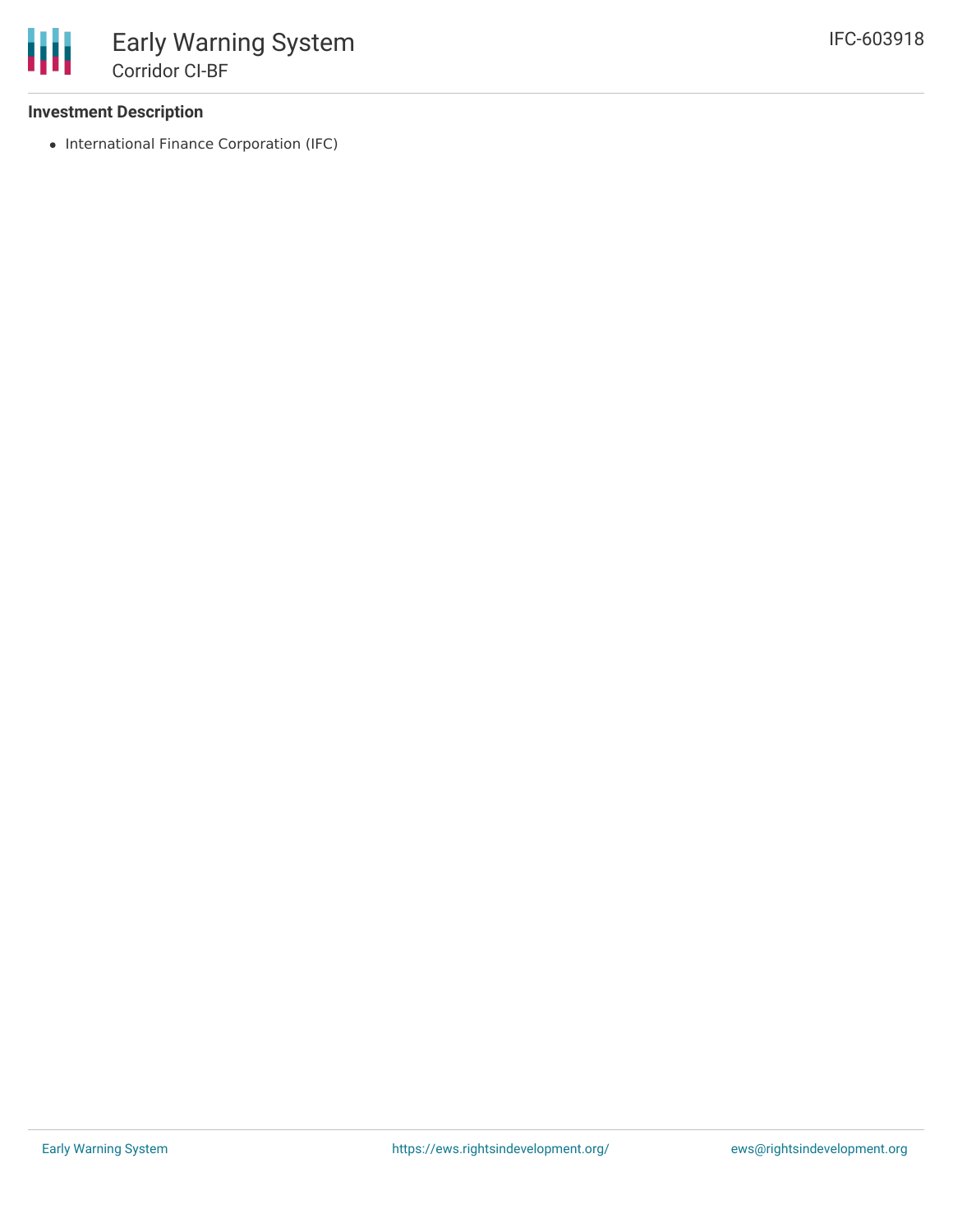### Investment Description

- International Finance Corporation (IFC)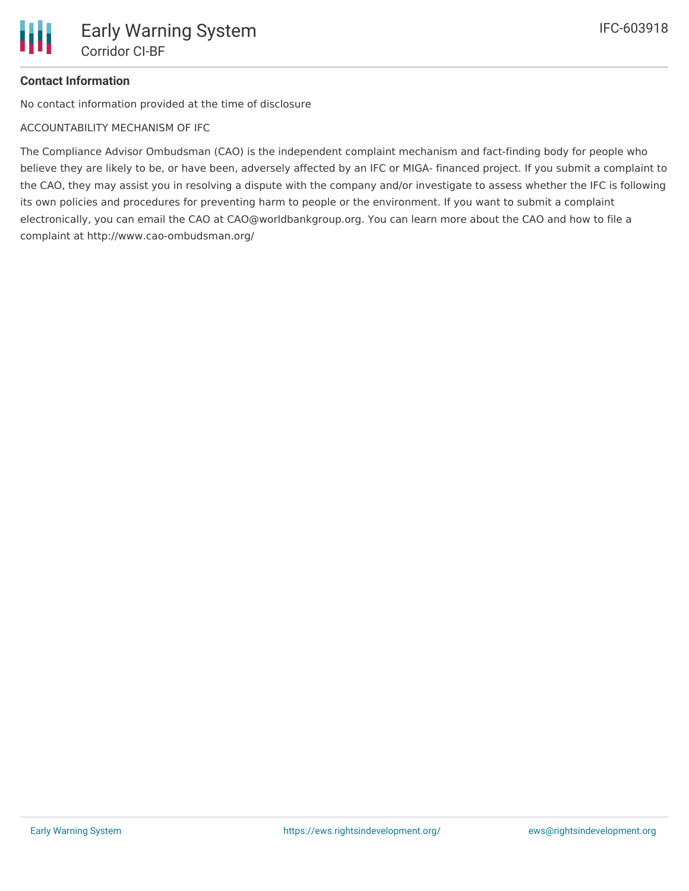**Contact Information**

No contact information provided at the time of disclosure

ACCOUNTABILITY MECHANISM OF IFC

The Compliance Advisor Ombudsman (CAO) is the independent complaint mechanism and fact-finding body for people who believe they are likely to be, or have been, adversely affected by an IFC or MIGA- financed project. If you submit a complaint to the CAO, they may assist you in resolving a dispute with the company and/or investigate to assess whether the IFC is following its own policies and procedures for preventing harm to people or the environment. If you want to submit a complaint electronically, you can email the CAO at CAO@worldbankgroup.org. You can learn more about the CAO and how to file a complaint at http://www.cao-ombudsman.org/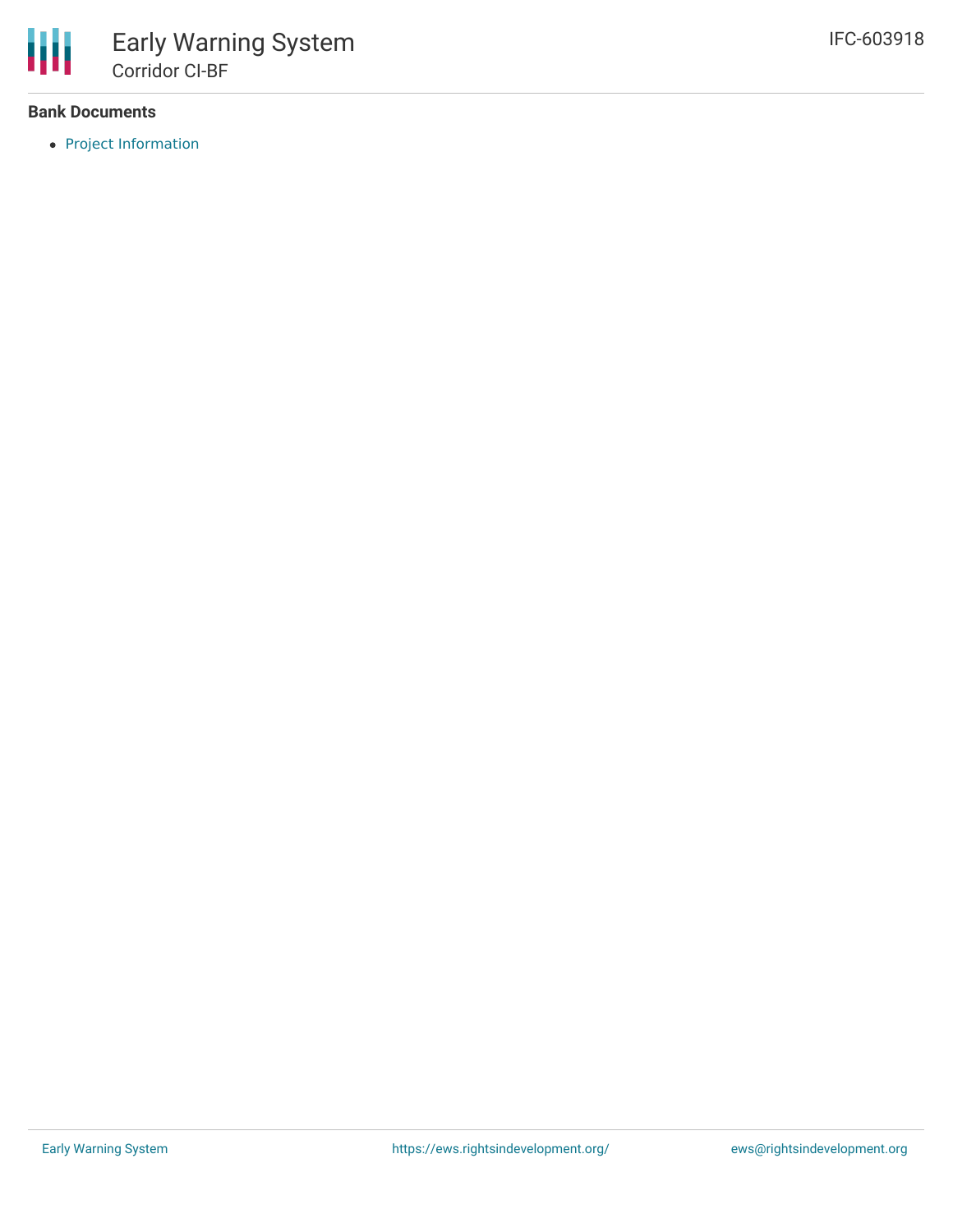**Bank Documents**

- Project Information